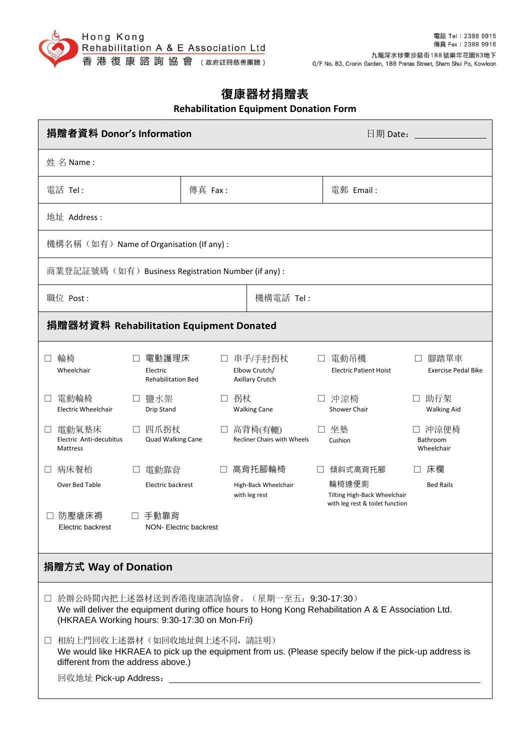Hong Kong Rehabilitation A & E Association Ltd
香港復康諮詢協會（政府註冊慈善團體）

電話 Tel：2388 9915
傳真 Fax：2388 9916
九龍深水埗東沙島街188號樂年花園B3地下
G/F No. B3, Cronin Garden, 188 Pratas Street, Sham Shui Po, Kowloon

# 復康器材捐贈表
## Rehabilitation Equipment Donation Form

## 捐贈者資料 Donor's Information

日期 Date: ______________

姓 名 Name :

| 電話 Tel : | 傳真 Fax : | 電郵 Email : |
|---|---|---|

地址 Address :

機構名稱（如有）Name of Organisation (If any) :

商業登記証號碼（如有）Business Registration Number (if any) :

| 職位 Post : | 機構電話 Tel : |
|---|---|

## 捐贈器材資料 Rehabilitation Equipment Donated

| | | | | |
|---|---|---|---|---|
| ☐ 輪椅 Wheelchair | ☐ 電動護理床 Electric Rehabilitation Bed | ☐ 串手/手肘拐杖 Elbow Crutch/ Axillary Crutch | ☐ 電動吊機 Electric Patient Hoist | ☐ 腳踏單車 Exercise Pedal Bike |
| ☐ 電動輪椅 Electric Wheelchair | ☐ 鹽水架 Drip Stand | ☐ 拐杖 Walking Cane | ☐ 沖涼椅 Shower Chair | ☐ 助行架 Walking Aid |
| ☐ 電動氣墊床 Electric Anti-decubitus Mattress | ☐ 四爪拐杖 Quad Walking Cane | ☐ 高背椅(有轆) Recliner Chairs with Wheels | ☐ 坐墊 Cushion | ☐ 沖涼便椅 Bathroom Wheelchair |
| ☐ 病床餐枱 Over Bed Table | ☐ 電動靠背 Electric backrest | ☐ 高背托腳輪椅 High-Back Wheelchair with leg rest | ☐ 傾斜式高背托腳輪椅連便廁 Tilting High-Back Wheelchair with leg rest & toilet function | ☐ 床欄 Bed Rails |
| ☐ 防壓瘡床褥 Electric backrest | ☐ 手動靠背 NON- Electric backrest | | | |

## 捐贈方式 Way of Donation

☐ 於辦公時間內把上述器材送到香港復康諮詢協會。（星期一至五：9:30-17:30）
We will deliver the equipment during office hours to Hong Kong Rehabilitation A & E Association Ltd. (HKRAEA Working hours: 9:30-17:30 on Mon-Fri)

☐ 相約上門回收上述器材（如回收地址與上述不同，請註明）
We would like HKRAEA to pick up the equipment from us. (Please specify below if the pick-up address is different from the address above.)

回收地址 Pick-up Address：______________________________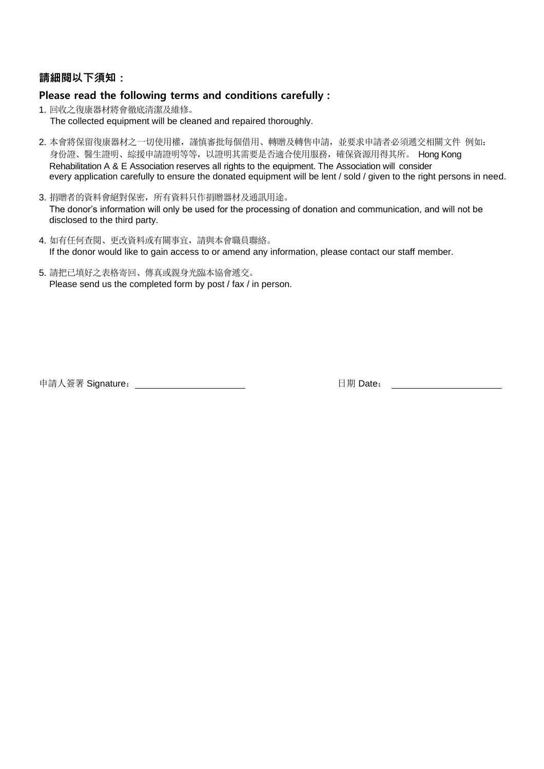**請細閱以下須知：**

**Please read the following terms and conditions carefully :**

1. 回收之復康器材將會徹底清潔及維修。
   The collected equipment will be cleaned and repaired thoroughly.

2. 本會將保留復康器材之一切使用權，謹慎審批每個借用、轉贈及轉售申請，並要求申請者必須遞交相關文件 例如：身份證、醫生證明、綜援申請證明等等，以證明其需要是否適合使用服務，確保資源用得其所。 Hong Kong Rehabilitation A & E Association reserves all rights to the equipment. The Association will consider every application carefully to ensure the donated equipment will be lent / sold / given to the right persons in need.

3. 捐贈者的資料會絕對保密，所有資料只作捐贈器材及通訊用途。
   The donor's information will only be used for the processing of donation and communication, and will not be disclosed to the third party.

4. 如有任何查閱、更改資料或有關事宜，請與本會職員聯絡。
   If the donor would like to gain access to or amend any information, please contact our staff member.

5. 請把已填好之表格寄回、傳真或親身光臨本協會遞交。
   Please send us the completed form by post / fax / in person.

申請人簽署 Signature：______________________ 日期 Date：______________________